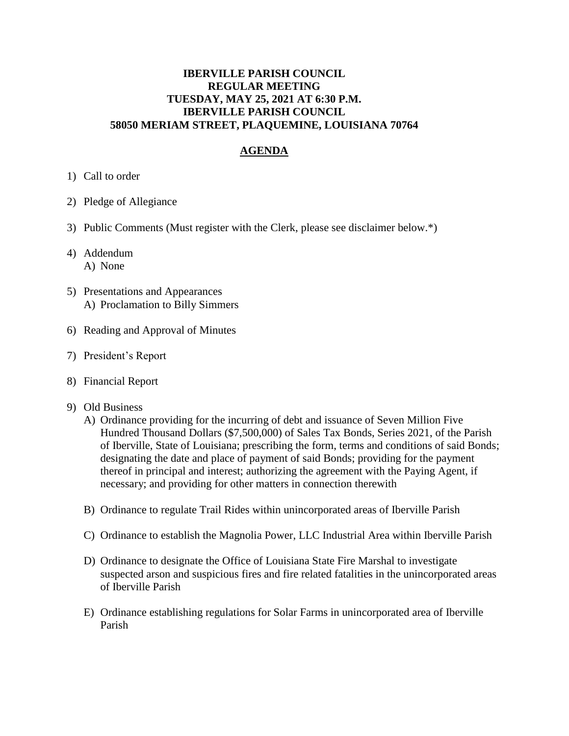# IBERVILLE PARISH COUNCIL
## REGULAR MEETING
## TUESDAY, MAY 25, 2021 AT 6:30 P.M.
## IBERVILLE PARISH COUNCIL
## 58050 MERIAM STREET, PLAQUEMINE, LOUISIANA 70764

## AGENDA

1) Call to order

2) Pledge of Allegiance

3) Public Comments (Must register with the Clerk, please see disclaimer below.*)

4) Addendum
   A) None

5) Presentations and Appearances
   A) Proclamation to Billy Simmers

6) Reading and Approval of Minutes

7) President's Report

8) Financial Report

9) Old Business
   A) Ordinance providing for the incurring of debt and issuance of Seven Million Five Hundred Thousand Dollars ($7,500,000) of Sales Tax Bonds, Series 2021, of the Parish of Iberville, State of Louisiana; prescribing the form, terms and conditions of said Bonds; designating the date and place of payment of said Bonds; providing for the payment thereof in principal and interest; authorizing the agreement with the Paying Agent, if necessary; and providing for other matters in connection therewith

   B) Ordinance to regulate Trail Rides within unincorporated areas of Iberville Parish

   C) Ordinance to establish the Magnolia Power, LLC Industrial Area within Iberville Parish

   D) Ordinance to designate the Office of Louisiana State Fire Marshal to investigate suspected arson and suspicious fires and fire related fatalities in the unincorporated areas of Iberville Parish

   E) Ordinance establishing regulations for Solar Farms in unincorporated area of Iberville Parish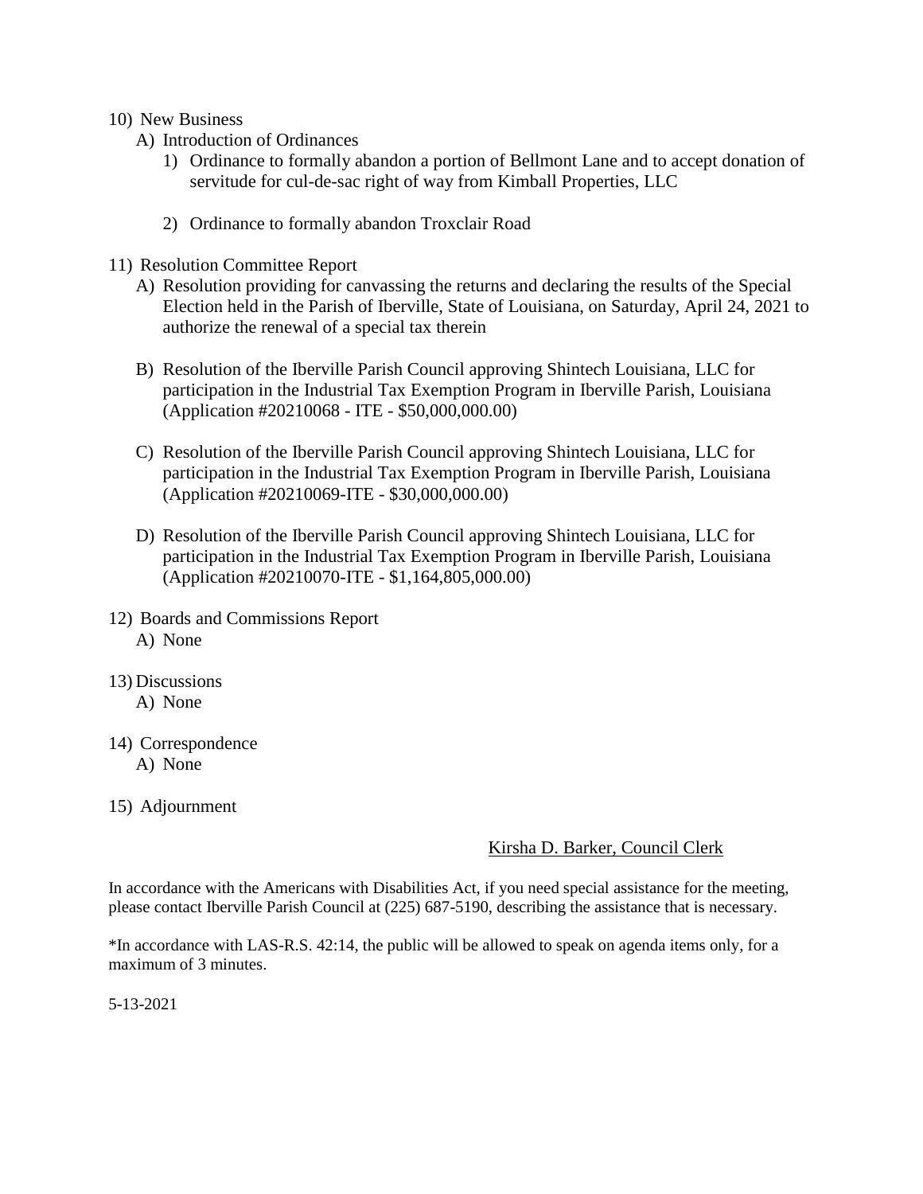10) New Business
   A) Introduction of Ordinances
      1) Ordinance to formally abandon a portion of Bellmont Lane and to accept donation of servitude for cul-de-sac right of way from Kimball Properties, LLC

      2) Ordinance to formally abandon Troxclair Road

11) Resolution Committee Report
   A) Resolution providing for canvassing the returns and declaring the results of the Special Election held in the Parish of Iberville, State of Louisiana, on Saturday, April 24, 2021 to authorize the renewal of a special tax therein

   B) Resolution of the Iberville Parish Council approving Shintech Louisiana, LLC for participation in the Industrial Tax Exemption Program in Iberville Parish, Louisiana (Application #20210068 - ITE - $50,000,000.00)

   C) Resolution of the Iberville Parish Council approving Shintech Louisiana, LLC for participation in the Industrial Tax Exemption Program in Iberville Parish, Louisiana (Application #20210069-ITE - $30,000,000.00)

   D) Resolution of the Iberville Parish Council approving Shintech Louisiana, LLC for participation in the Industrial Tax Exemption Program in Iberville Parish, Louisiana (Application #20210070-ITE - $1,164,805,000.00)

12) Boards and Commissions Report
   A) None

13) Discussions
   A) None

14) Correspondence
   A) None

15) Adjournment

Kirsha D. Barker, Council Clerk

In accordance with the Americans with Disabilities Act, if you need special assistance for the meeting, please contact Iberville Parish Council at (225) 687-5190, describing the assistance that is necessary.

*In accordance with LAS-R.S. 42:14, the public will be allowed to speak on agenda items only, for a maximum of 3 minutes.

5-13-2021